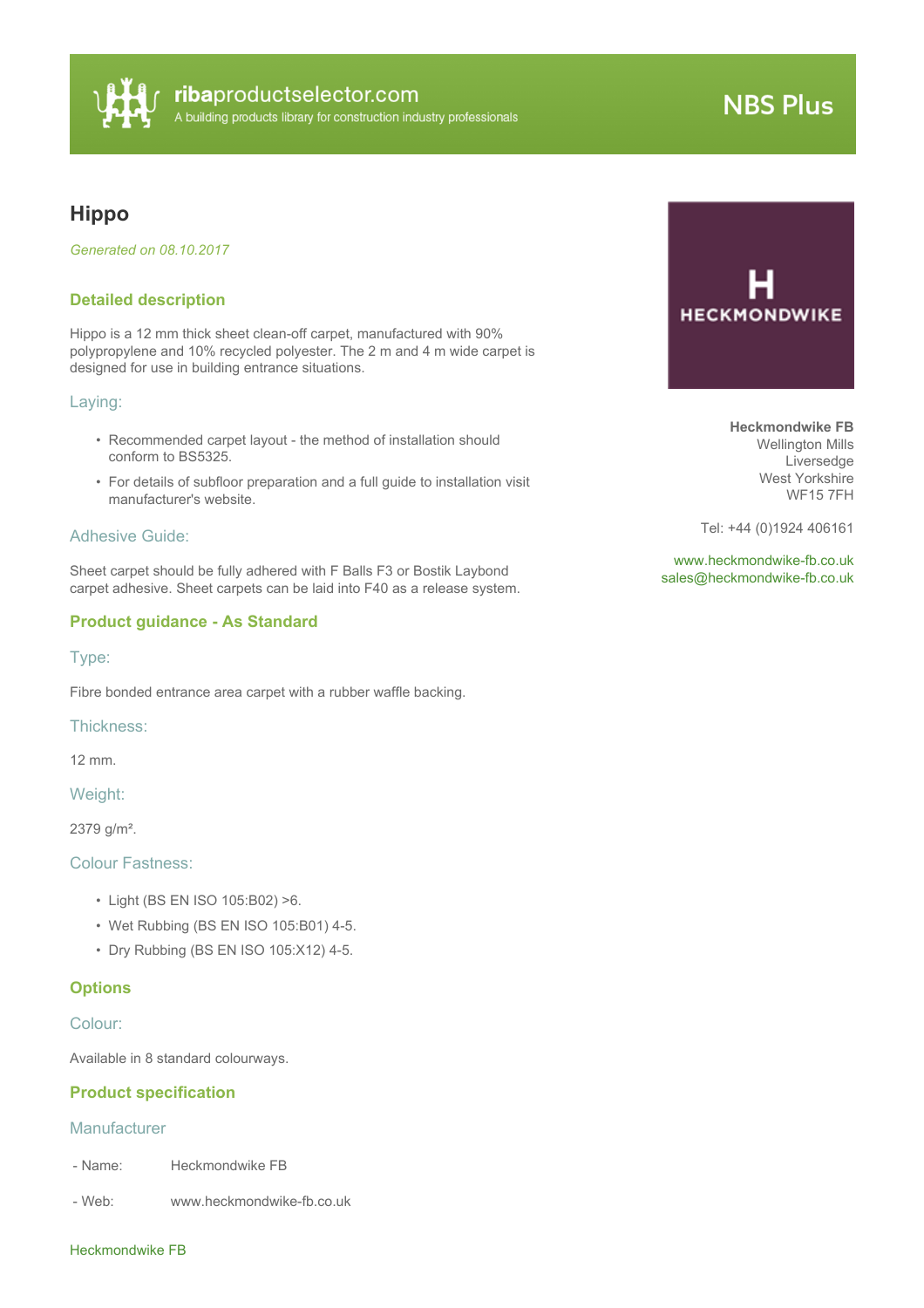ribaproductselector.com
A building products library for construction industry professionals

NBS Plus

# Hippo

*Generated on 08.10.2017*

HECKMONDWIKE

**Heckmondwike FB**
Wellington Mills
Liversedge
West Yorkshire
WF15 7FH

Tel: +44 (0)1924 406161

www.heckmondwike-fb.co.uk
sales@heckmondwike-fb.co.uk

## Detailed description

Hippo is a 12 mm thick sheet clean-off carpet, manufactured with 90% polypropylene and 10% recycled polyester. The 2 m and 4 m wide carpet is designed for use in building entrance situations.

### Laying:

- Recommended carpet layout - the method of installation should conform to BS5325.
- For details of subfloor preparation and a full guide to installation visit manufacturer's website.

### Adhesive Guide:

Sheet carpet should be fully adhered with F Balls F3 or Bostik Laybond carpet adhesive. Sheet carpets can be laid into F40 as a release system.

## Product guidance - As Standard

### Type:

Fibre bonded entrance area carpet with a rubber waffle backing.

### Thickness:

12 mm.

### Weight:

2379 g/m².

### Colour Fastness:

- Light (BS EN ISO 105:B02) >6.
- Wet Rubbing (BS EN ISO 105:B01) 4-5.
- Dry Rubbing (BS EN ISO 105:X12) 4-5.

## Options

### Colour:

Available in 8 standard colourways.

## Product specification

### Manufacturer

| | |
|---|---|
| - Name: | Heckmondwike FB |
| - Web: | www.heckmondwike-fb.co.uk |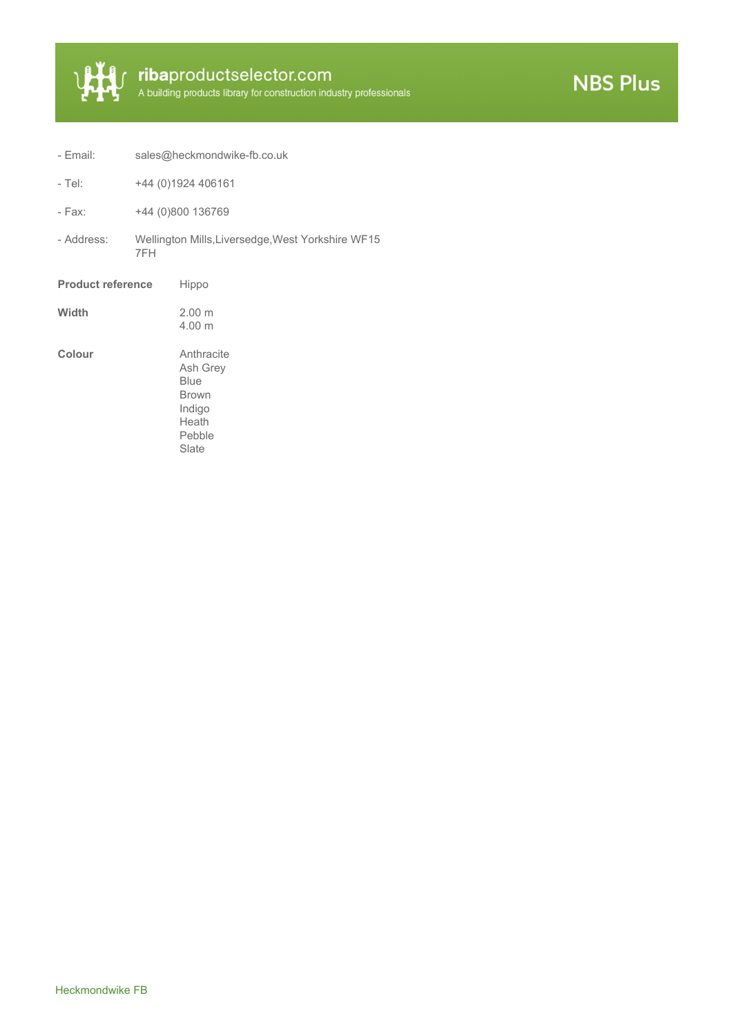- Email: sales@heckmondwike-fb.co.uk

- Tel: +44 (0)1924 406161

- Fax: +44 (0)800 136769

- Address: Wellington Mills,Liversedge,West Yorkshire WF15 7FH

| | |
|---|---|
| **Product reference** | Hippo |
| **Width** | 2.00 m<br>4.00 m |
| **Colour** | Anthracite<br>Ash Grey<br>Blue<br>Brown<br>Indigo<br>Heath<br>Pebble<br>Slate |